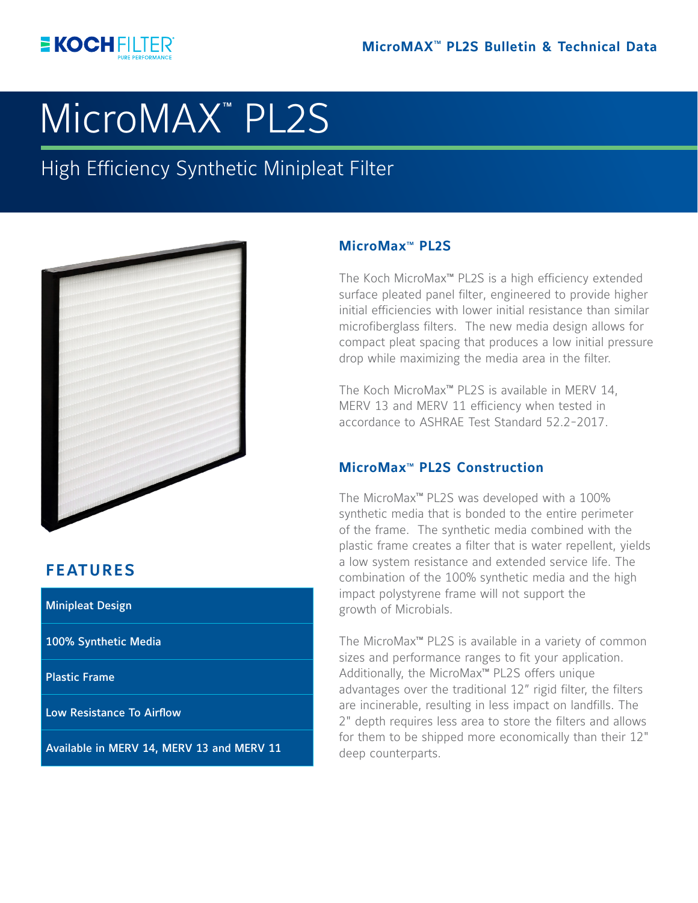# MicroMAX™ PL2S

## High Efficiency Synthetic Minipleat Filter

## FEATURES

| Minipleat Design |
|---|
| 100% Synthetic Media |
| Plastic Frame |
| Low Resistance To Airflow |
| Available in MERV 14, MERV 13 and MERV 11 |

## MicroMax™ PL2S

The Koch MicroMax™ PL2S is a high efficiency extended surface pleated panel filter, engineered to provide higher initial efficiencies with lower initial resistance than similar microfiberglass filters. The new media design allows for compact pleat spacing that produces a low initial pressure drop while maximizing the media area in the filter.

The Koch MicroMax™ PL2S is available in MERV 14, MERV 13 and MERV 11 efficiency when tested in accordance to ASHRAE Test Standard 52.2-2017.

## MicroMax™ PL2S Construction

The MicroMax™ PL2S was developed with a 100% synthetic media that is bonded to the entire perimeter of the frame. The synthetic media combined with the plastic frame creates a filter that is water repellent, yields a low system resistance and extended service life. The combination of the 100% synthetic media and the high impact polystyrene frame will not support the growth of Microbials.

The MicroMax™ PL2S is available in a variety of common sizes and performance ranges to fit your application. Additionally, the MicroMax™ PL2S offers unique advantages over the traditional 12" rigid filter, the filters are incinerable, resulting in less impact on landfills. The 2" depth requires less area to store the filters and allows for them to be shipped more economically than their 12" deep counterparts.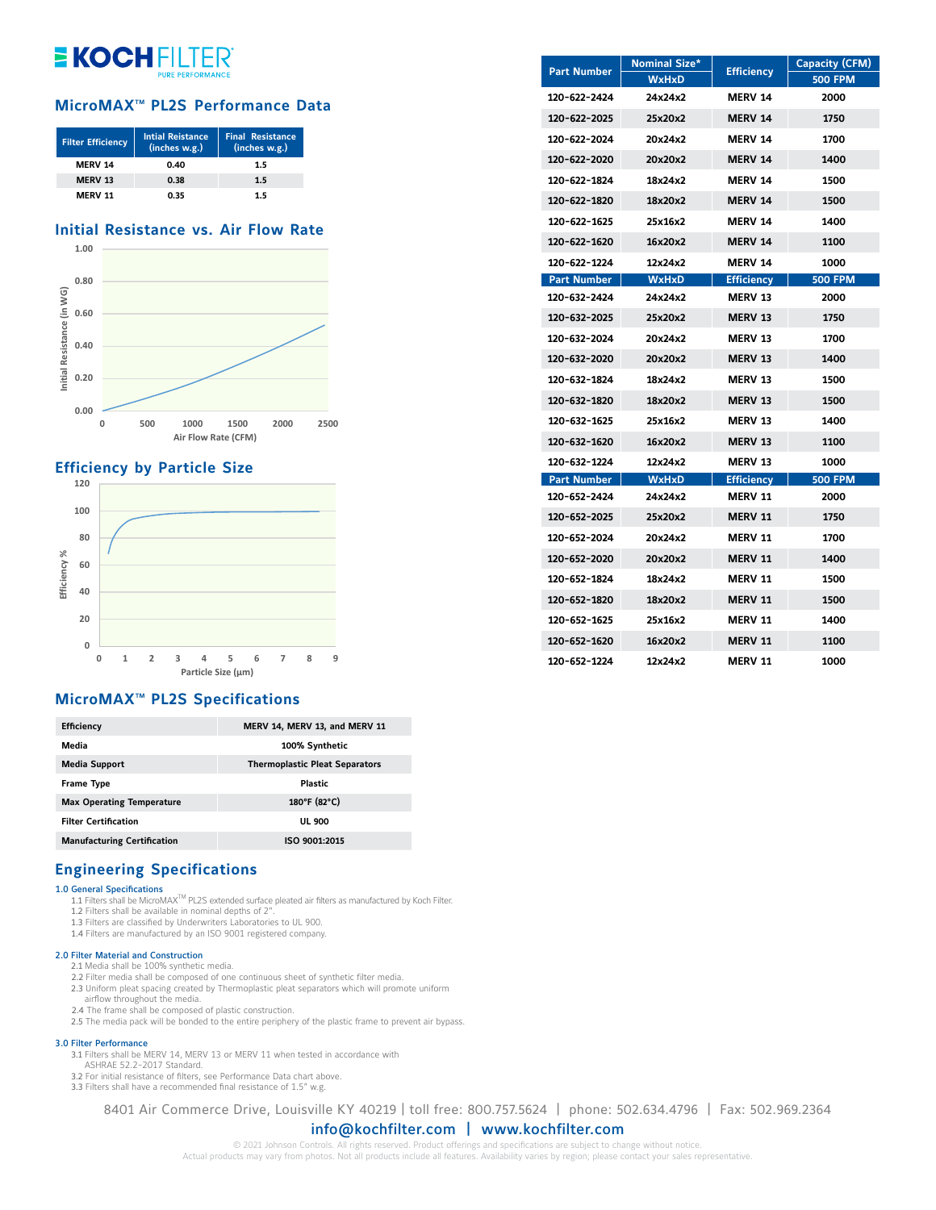# KOCH FILTER

PURE PERFORMANCE

## MicroMAX™ PL2S Performance Data

| Filter Efficiency | Intial Reistance (inches w.g.) | Final Resistance (inches w.g.) |
|---|---|---|
| MERV 14 | 0.40 | 1.5 |
| MERV 13 | 0.38 | 1.5 |
| MERV 11 | 0.35 | 1.5 |

## Initial Resistance vs. Air Flow Rate

Initial Resistance (in WG)

1.00
0.80
0.60
0.40
0.20
0.00

0 500 1000 1500 2000 2500

Air Flow Rate (CFM)

## Efficiency by Particle Size

Efficiency %

120
100
80
60
40
20
0

0 1 2 3 4 5 6 7 8 9

Particle Size (µm)

## MicroMAX™ PL2S Specifications

| | |
|---|---|
| Efficiency | MERV 14, MERV 13, and MERV 11 |
| Media | 100% Synthetic |
| Media Support | Thermoplastic Pleat Separators |
| Frame Type | Plastic |
| Max Operating Temperature | 180°F (82°C) |
| Filter Certification | UL 900 |
| Manufacturing Certification | ISO 9001:2015 |

## Engineering Specifications

**1.0 General Specifications**

1.1 Filters shall be MicroMAX™ PL2S extended surface pleated air filters as manufactured by Koch Filter.
1.2 Filters shall be available in nominal depths of 2".
1.3 Filters are classified by Underwriters Laboratories to UL 900.
1.4 Filters are manufactured by an ISO 9001 registered company.

**2.0 Filter Material and Construction**

2.1 Media shall be 100% synthetic media.
2.2 Filter media shall be composed of one continuous sheet of synthetic filter media.
2.3 Uniform pleat spacing created by Thermoplastic pleat separators which will promote uniform airflow throughout the media.
2.4 The frame shall be composed of plastic construction.
2.5 The media pack will be bonded to the entire periphery of the plastic frame to prevent air bypass.

**3.0 Filter Performance**

3.1 Filters shall be MERV 14, MERV 13 or MERV 11 when tested in accordance with ASHRAE 52.2-2017 Standard.
3.2 For initial resistance of filters, see Performance Data chart above.
3.3 Filters shall have a recommended final resistance of 1.5" w.g.

| Part Number | Nominal Size* | Efficiency | Capacity (CFM) |
|---|---|---|---|
| | WxHxD | | 500 FPM |
| 120-622-2424 | 24x24x2 | MERV 14 | 2000 |
| 120-622-2025 | 25x20x2 | MERV 14 | 1750 |
| 120-622-2024 | 20x24x2 | MERV 14 | 1700 |
| 120-622-2020 | 20x20x2 | MERV 14 | 1400 |
| 120-622-1824 | 18x24x2 | MERV 14 | 1500 |
| 120-622-1820 | 18x20x2 | MERV 14 | 1500 |
| 120-622-1625 | 25x16x2 | MERV 14 | 1400 |
| 120-622-1620 | 16x20x2 | MERV 14 | 1100 |
| 120-622-1224 | 12x24x2 | MERV 14 | 1000 |
| Part Number | WxHxD | Efficiency | 500 FPM |
| 120-632-2424 | 24x24x2 | MERV 13 | 2000 |
| 120-632-2025 | 25x20x2 | MERV 13 | 1750 |
| 120-632-2024 | 20x24x2 | MERV 13 | 1700 |
| 120-632-2020 | 20x20x2 | MERV 13 | 1400 |
| 120-632-1824 | 18x24x2 | MERV 13 | 1500 |
| 120-632-1820 | 18x20x2 | MERV 13 | 1500 |
| 120-632-1625 | 25x16x2 | MERV 13 | 1400 |
| 120-632-1620 | 16x20x2 | MERV 13 | 1100 |
| 120-632-1224 | 12x24x2 | MERV 13 | 1000 |
| Part Number | WxHxD | Efficiency | 500 FPM |
| 120-652-2424 | 24x24x2 | MERV 11 | 2000 |
| 120-652-2025 | 25x20x2 | MERV 11 | 1750 |
| 120-652-2024 | 20x24x2 | MERV 11 | 1700 |
| 120-652-2020 | 20x20x2 | MERV 11 | 1400 |
| 120-652-1824 | 18x24x2 | MERV 11 | 1500 |
| 120-652-1820 | 18x20x2 | MERV 11 | 1500 |
| 120-652-1625 | 25x16x2 | MERV 11 | 1400 |
| 120-652-1620 | 16x20x2 | MERV 11 | 1100 |
| 120-652-1224 | 12x24x2 | MERV 11 | 1000 |

8401 Air Commerce Drive, Louisville KY 40219 | toll free: 800.757.5624 | phone: 502.634.4796 | Fax: 502.969.2364

info@kochfilter.com | www.kochfilter.com

© 2021 Johnson Controls. All rights reserved. Product offerings and specifications are subject to change without notice. Actual products may vary from photos. Not all products include all features. Availability varies by region; please contact your sales representative.